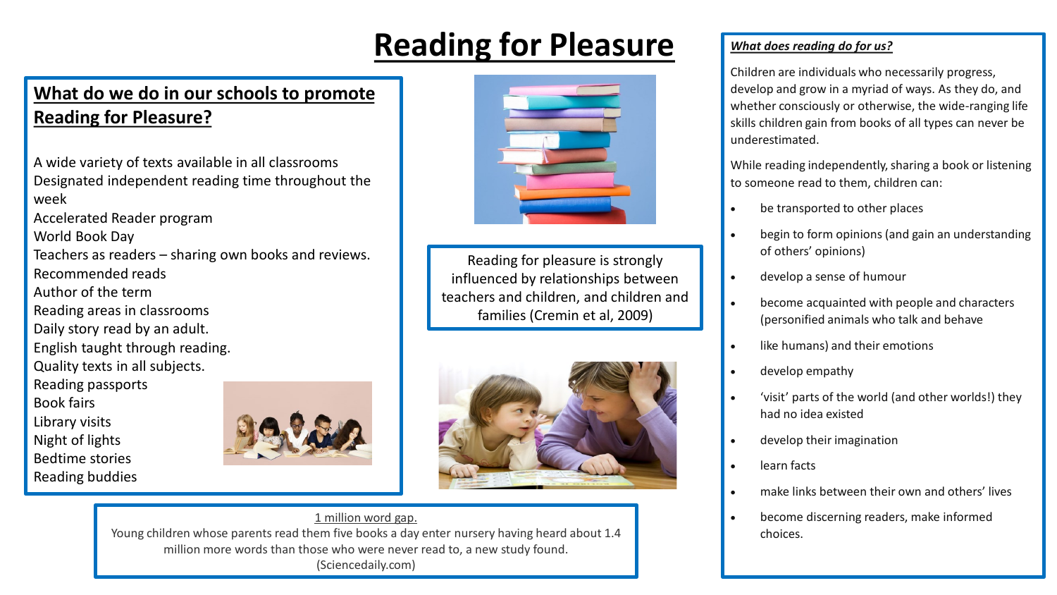# Reading for Pleasure

## What do we do in our schools to promote Reading for Pleasure?

A wide variety of texts available in all classrooms
Designated independent reading time throughout the week
Accelerated Reader program
World Book Day
Teachers as readers – sharing own books and reviews.
Recommended reads
Author of the term
Reading areas in classrooms
Daily story read by an adult.
English taught through reading.
Quality texts in all subjects.
Reading passports
Book fairs
Library visits
Night of lights
Bedtime stories
Reading buddies

Reading for pleasure is strongly influenced by relationships between teachers and children, and children and families (Cremin et al, 2009)

1 million word gap.
Young children whose parents read them five books a day enter nursery having heard about 1.4 million more words than those who were never read to, a new study found. (Sciencedaily.com)

***What does reading do for us?***

Children are individuals who necessarily progress, develop and grow in a myriad of ways. As they do, and whether consciously or otherwise, the wide-ranging life skills children gain from books of all types can never be underestimated.

While reading independently, sharing a book or listening to someone read to them, children can:

- be transported to other places
- begin to form opinions (and gain an understanding of others' opinions)
- develop a sense of humour
- become acquainted with people and characters (personified animals who talk and behave
- like humans) and their emotions
- develop empathy
- 'visit' parts of the world (and other worlds!) they had no idea existed
- develop their imagination
- learn facts
- make links between their own and others' lives
- become discerning readers, make informed choices.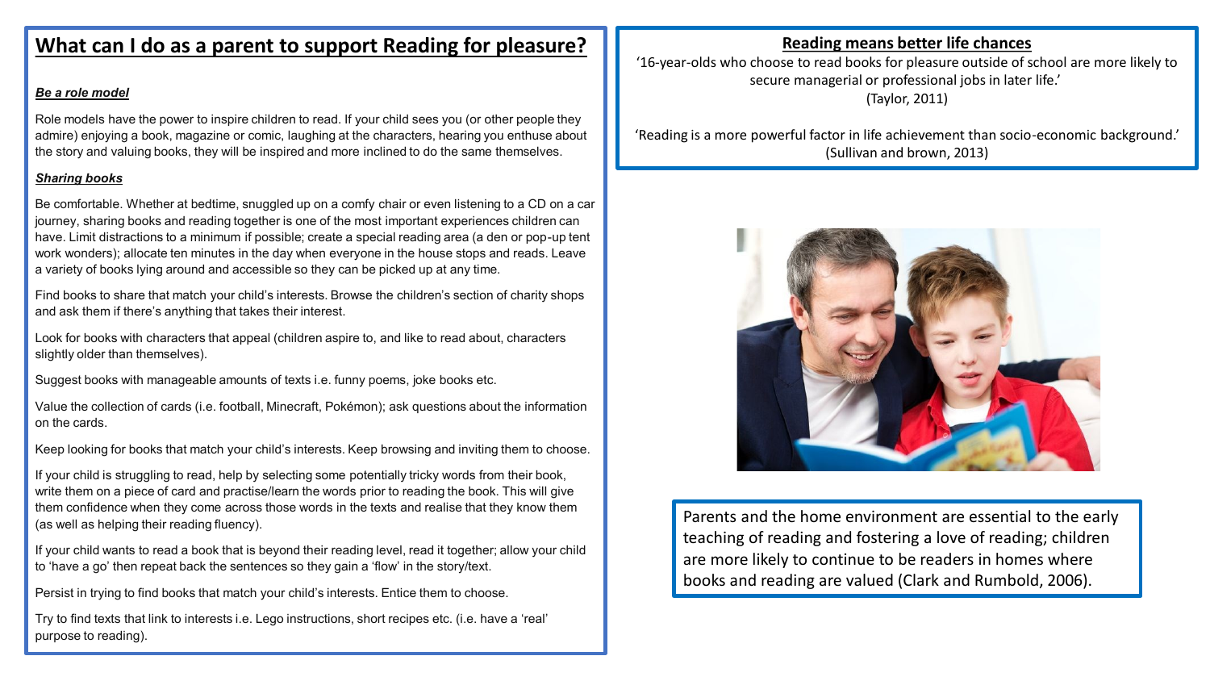## What can I do as a parent to support Reading for pleasure?

***Be a role model***

Role models have the power to inspire children to read. If your child sees you (or other people they admire) enjoying a book, magazine or comic, laughing at the characters, hearing you enthuse about the story and valuing books, they will be inspired and more inclined to do the same themselves.

***Sharing books***

Be comfortable. Whether at bedtime, snuggled up on a comfy chair or even listening to a CD on a car journey, sharing books and reading together is one of the most important experiences children can have. Limit distractions to a minimum if possible; create a special reading area (a den or pop-up tent work wonders); allocate ten minutes in the day when everyone in the house stops and reads. Leave a variety of books lying around and accessible so they can be picked up at any time.

Find books to share that match your child's interests. Browse the children's section of charity shops and ask them if there's anything that takes their interest.

Look for books with characters that appeal (children aspire to, and like to read about, characters slightly older than themselves).

Suggest books with manageable amounts of texts i.e. funny poems, joke books etc.

Value the collection of cards (i.e. football, Minecraft, Pokémon); ask questions about the information on the cards.

Keep looking for books that match your child's interests. Keep browsing and inviting them to choose.

If your child is struggling to read, help by selecting some potentially tricky words from their book, write them on a piece of card and practise/learn the words prior to reading the book. This will give them confidence when they come across those words in the texts and realise that they know them (as well as helping their reading fluency).

If your child wants to read a book that is beyond their reading level, read it together; allow your child to 'have a go' then repeat back the sentences so they gain a 'flow' in the story/text.

Persist in trying to find books that match your child's interests. Entice them to choose.

Try to find texts that link to interests i.e. Lego instructions, short recipes etc. (i.e. have a 'real' purpose to reading).

## Reading means better life chances

'16-year-olds who choose to read books for pleasure outside of school are more likely to secure managerial or professional jobs in later life.'
(Taylor, 2011)

'Reading is a more powerful factor in life achievement than socio-economic background.'
(Sullivan and brown, 2013)

Parents and the home environment are essential to the early teaching of reading and fostering a love of reading; children are more likely to continue to be readers in homes where books and reading are valued (Clark and Rumbold, 2006).